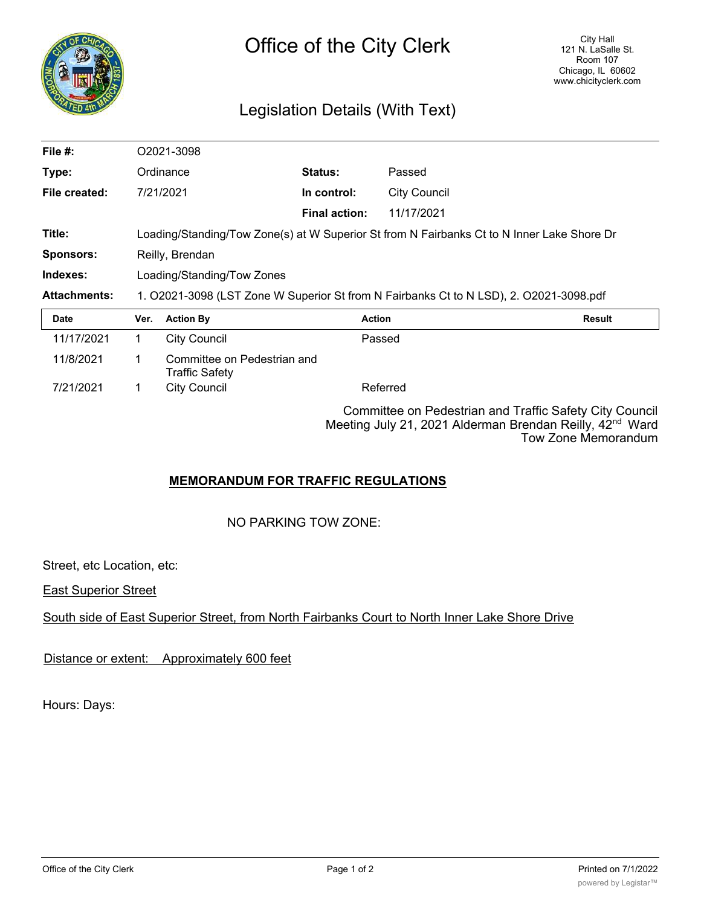# Office of the City Clerk

City Hall
121 N. LaSalle St.
Room 107
Chicago, IL 60602
www.chicityclerk.com

## Legislation Details (With Text)

| | | | |
|---|---|---|---|
| **File #:** | O2021-3098 | | |
| **Type:** | Ordinance | **Status:** | Passed |
| **File created:** | 7/21/2021 | **In control:** | City Council |
| | | **Final action:** | 11/17/2021 |
| **Title:** | Loading/Standing/Tow Zone(s) at W Superior St from N Fairbanks Ct to N Inner Lake Shore Dr | | |
| **Sponsors:** | Reilly, Brendan | | |
| **Indexes:** | Loading/Standing/Tow Zones | | |
| **Attachments:** | 1. O2021-3098 (LST Zone W Superior St from N Fairbanks Ct to N LSD), 2. O2021-3098.pdf | | |

| Date | Ver. | Action By | Action | Result |
|---|---|---|---|---|
| 11/17/2021 | 1 | City Council | Passed | |
| 11/8/2021 | 1 | Committee on Pedestrian and Traffic Safety | | |
| 7/21/2021 | 1 | City Council | Referred | |

Committee on Pedestrian and Traffic Safety City Council Meeting July 21, 2021 Alderman Brendan Reilly, 42nd Ward Tow Zone Memorandum

**MEMORANDUM FOR TRAFFIC REGULATIONS**

NO PARKING TOW ZONE:

Street, etc Location, etc:

East Superior Street

South side of East Superior Street, from North Fairbanks Court to North Inner Lake Shore Drive

Distance or extent: Approximately 600 feet

Hours: Days: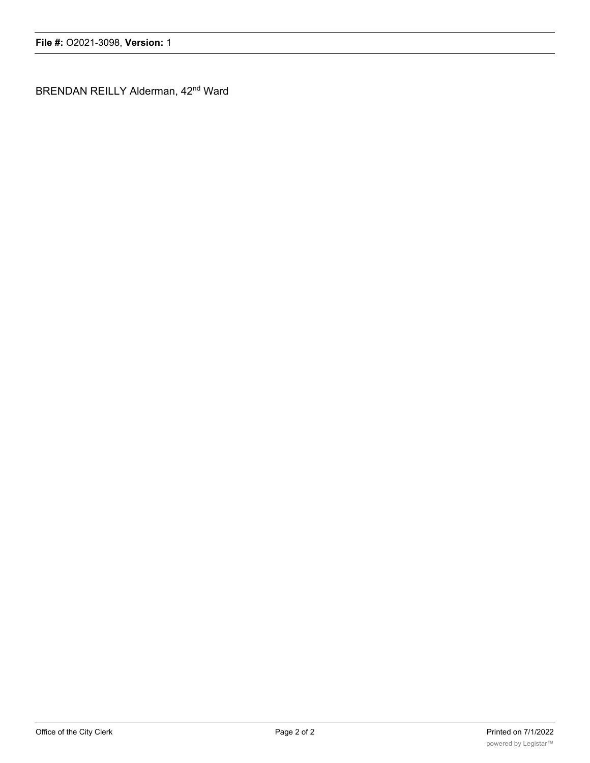BRENDAN REILLY Alderman, 42nd Ward